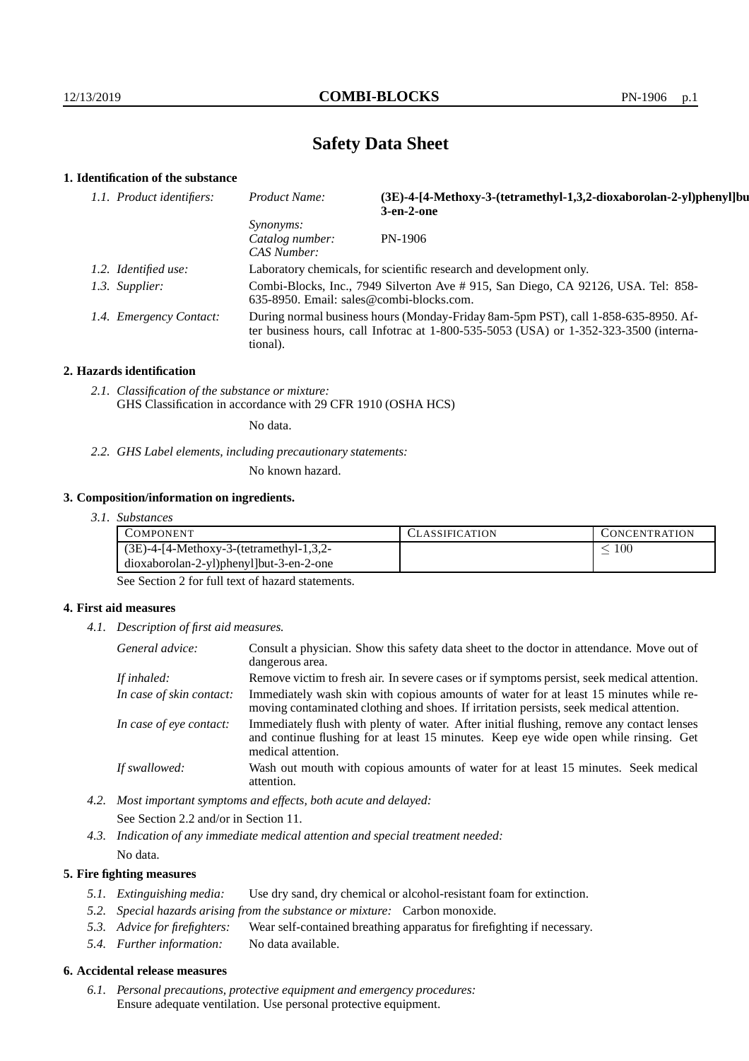# Safety Data Sheet

## 1. Identification of the substance

*1.1. Product identifiers:*

*Product Name:* **(3E)-4-[4-Methoxy-3-(tetramethyl-1,3,2-dioxaborolan-2-yl)phenyl]but-3-en-2-one**

*Synonyms:*

*Catalog number:* PN-1906

*CAS Number:*

*1.2. Identified use:* Laboratory chemicals, for scientific research and development only.

*1.3. Supplier:* Combi-Blocks, Inc., 7949 Silverton Ave # 915, San Diego, CA 92126, USA. Tel: 858-635-8950. Email: sales@combi-blocks.com.

*1.4. Emergency Contact:* During normal business hours (Monday-Friday 8am-5pm PST), call 1-858-635-8950. After business hours, call Infotrac at 1-800-535-5053 (USA) or 1-352-323-3500 (international).

## 2. Hazards identification

*2.1. Classification of the substance or mixture:*
GHS Classification in accordance with 29 CFR 1910 (OSHA HCS)

No data.

*2.2. GHS Label elements, including precautionary statements:*

No known hazard.

## 3. Composition/information on ingredients.

*3.1. Substances*

| COMPONENT | CLASSIFICATION | CONCENTRATION |
|---|---|---|
| (3E)-4-[4-Methoxy-3-(tetramethyl-1,3,2-dioxaborolan-2-yl)phenyl]but-3-en-2-one | | $\leq 100$ |

See Section 2 for full text of hazard statements.

## 4. First aid measures

*4.1. Description of first aid measures.*

*General advice:* Consult a physician. Show this safety data sheet to the doctor in attendance. Move out of dangerous area.

*If inhaled:* Remove victim to fresh air. In severe cases or if symptoms persist, seek medical attention.

*In case of skin contact:* Immediately wash skin with copious amounts of water for at least 15 minutes while removing contaminated clothing and shoes. If irritation persists, seek medical attention.

*In case of eye contact:* Immediately flush with plenty of water. After initial flushing, remove any contact lenses and continue flushing for at least 15 minutes. Keep eye wide open while rinsing. Get medical attention.

*If swallowed:* Wash out mouth with copious amounts of water for at least 15 minutes. Seek medical attention.

*4.2. Most important symptoms and effects, both acute and delayed:*

See Section 2.2 and/or in Section 11.

*4.3. Indication of any immediate medical attention and special treatment needed:*

No data.

## 5. Fire fighting measures

*5.1. Extinguishing media:* Use dry sand, dry chemical or alcohol-resistant foam for extinction.

*5.2. Special hazards arising from the substance or mixture:* Carbon monoxide.

*5.3. Advice for firefighters:* Wear self-contained breathing apparatus for firefighting if necessary.

*5.4. Further information:* No data available.

## 6. Accidental release measures

*6.1. Personal precautions, protective equipment and emergency procedures:*
Ensure adequate ventilation. Use personal protective equipment.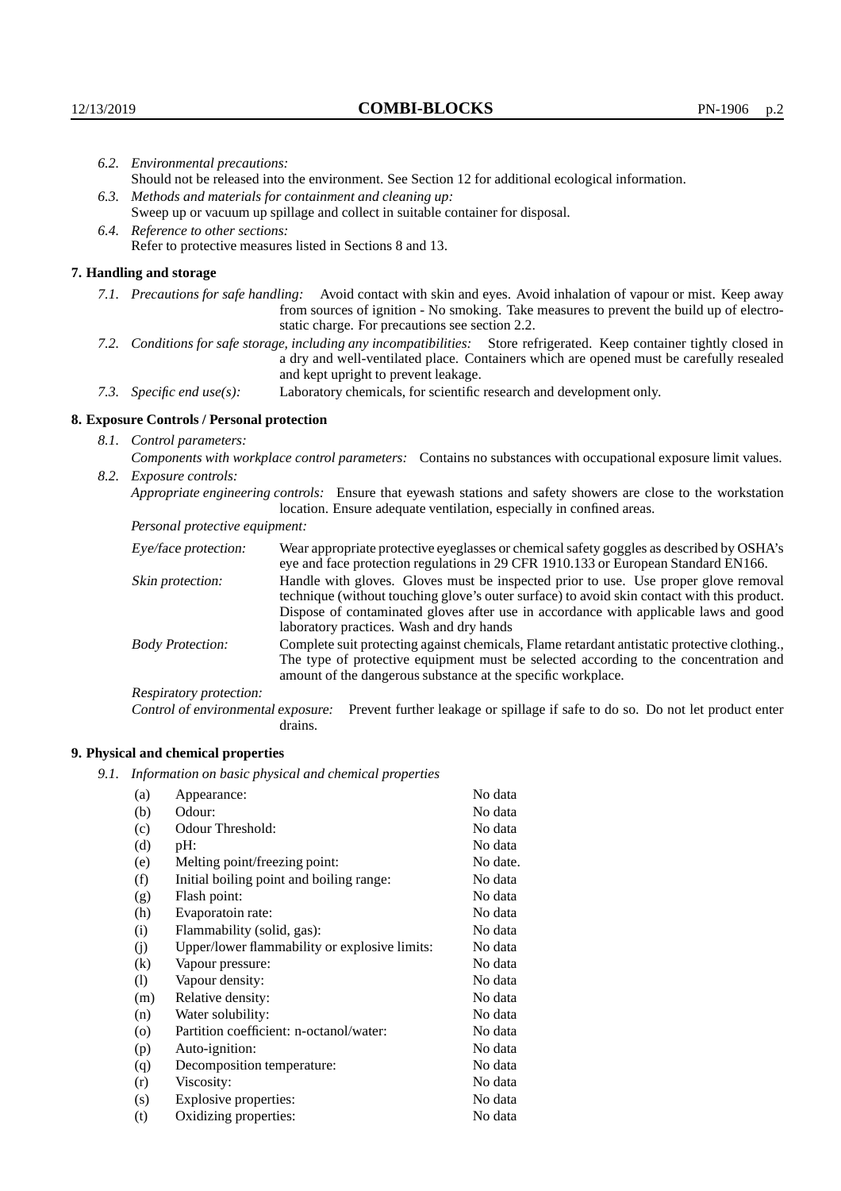6.2. *Environmental precautions:*
Should not be released into the environment. See Section 12 for additional ecological information.

6.3. *Methods and materials for containment and cleaning up:*
Sweep up or vacuum up spillage and collect in suitable container for disposal.

6.4. *Reference to other sections:*
Refer to protective measures listed in Sections 8 and 13.

## 7. Handling and storage

7.1. *Precautions for safe handling:* Avoid contact with skin and eyes. Avoid inhalation of vapour or mist. Keep away from sources of ignition - No smoking. Take measures to prevent the build up of electrostatic charge. For precautions see section 2.2.

7.2. *Conditions for safe storage, including any incompatibilities:* Store refrigerated. Keep container tightly closed in a dry and well-ventilated place. Containers which are opened must be carefully resealed and kept upright to prevent leakage.

7.3. *Specific end use(s):* Laboratory chemicals, for scientific research and development only.

## 8. Exposure Controls / Personal protection

8.1. *Control parameters:*
*Components with workplace control parameters:* Contains no substances with occupational exposure limit values.

8.2. *Exposure controls:*
*Appropriate engineering controls:* Ensure that eyewash stations and safety showers are close to the workstation location. Ensure adequate ventilation, especially in confined areas.

*Personal protective equipment:*

*Eye/face protection:* Wear appropriate protective eyeglasses or chemical safety goggles as described by OSHA's eye and face protection regulations in 29 CFR 1910.133 or European Standard EN166.

*Skin protection:* Handle with gloves. Gloves must be inspected prior to use. Use proper glove removal technique (without touching glove's outer surface) to avoid skin contact with this product. Dispose of contaminated gloves after use in accordance with applicable laws and good laboratory practices. Wash and dry hands

*Body Protection:* Complete suit protecting against chemicals, Flame retardant antistatic protective clothing., The type of protective equipment must be selected according to the concentration and amount of the dangerous substance at the specific workplace.

*Respiratory protection:*

*Control of environmental exposure:* Prevent further leakage or spillage if safe to do so. Do not let product enter drains.

## 9. Physical and chemical properties

9.1. *Information on basic physical and chemical properties*

| | | |
|---|---|---|
| (a) | Appearance: | No data |
| (b) | Odour: | No data |
| (c) | Odour Threshold: | No data |
| (d) | pH: | No data |
| (e) | Melting point/freezing point: | No date. |
| (f) | Initial boiling point and boiling range: | No data |
| (g) | Flash point: | No data |
| (h) | Evaporatoin rate: | No data |
| (i) | Flammability (solid, gas): | No data |
| (j) | Upper/lower flammability or explosive limits: | No data |
| (k) | Vapour pressure: | No data |
| (l) | Vapour density: | No data |
| (m) | Relative density: | No data |
| (n) | Water solubility: | No data |
| (o) | Partition coefficient: n-octanol/water: | No data |
| (p) | Auto-ignition: | No data |
| (q) | Decomposition temperature: | No data |
| (r) | Viscosity: | No data |
| (s) | Explosive properties: | No data |
| (t) | Oxidizing properties: | No data |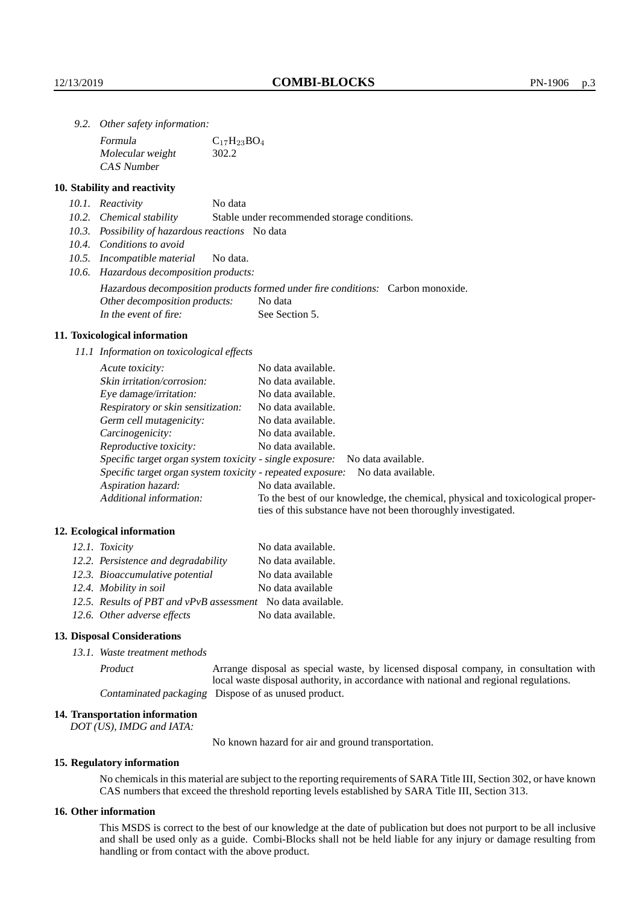*9.2. Other safety information:*

| | |
|---|---|
| *Formula* | $C_{17}H_{23}BO_4$ |
| *Molecular weight* | 302.2 |
| *CAS Number* | |

## 10. Stability and reactivity

*10.1. Reactivity* No data

*10.2. Chemical stability* Stable under recommended storage conditions.

*10.3. Possibility of hazardous reactions* No data

*10.4. Conditions to avoid*

*10.5. Incompatible material* No data.

*10.6. Hazardous decomposition products:*

*Hazardous decomposition products formed under fire conditions:* Carbon monoxide.

*Other decomposition products:* No data

*In the event of fire:* See Section 5.

## 11. Toxicological information

*11.1 Information on toxicological effects*

| | |
|---|---|
| *Acute toxicity:* | No data available. |
| *Skin irritation/corrosion:* | No data available. |
| *Eye damage/irritation:* | No data available. |
| *Respiratory or skin sensitization:* | No data available. |
| *Germ cell mutagenicity:* | No data available. |
| *Carcinogenicity:* | No data available. |
| *Reproductive toxicity:* | No data available. |
| *Specific target organ system toxicity - single exposure:* | No data available. |
| *Specific target organ system toxicity - repeated exposure:* | No data available. |
| *Aspiration hazard:* | No data available. |
| *Additional information:* | To the best of our knowledge, the chemical, physical and toxicological properties of this substance have not been thoroughly investigated. |

## 12. Ecological information

| | |
|---|---|
| *12.1. Toxicity* | No data available. |
| *12.2. Persistence and degradability* | No data available. |
| *12.3. Bioaccumulative potential* | No data available |
| *12.4. Mobility in soil* | No data available |
| *12.5. Results of PBT and vPvB assessment* | No data available. |
| *12.6. Other adverse effects* | No data available. |

## 13. Disposal Considerations

*13.1. Waste treatment methods*

*Product* Arrange disposal as special waste, by licensed disposal company, in consultation with local waste disposal authority, in accordance with national and regional regulations.

*Contaminated packaging* Dispose of as unused product.

## 14. Transportation information

*DOT (US), IMDG and IATA:*

No known hazard for air and ground transportation.

## 15. Regulatory information

No chemicals in this material are subject to the reporting requirements of SARA Title III, Section 302, or have known CAS numbers that exceed the threshold reporting levels established by SARA Title III, Section 313.

## 16. Other information

This MSDS is correct to the best of our knowledge at the date of publication but does not purport to be all inclusive and shall be used only as a guide. Combi-Blocks shall not be held liable for any injury or damage resulting from handling or from contact with the above product.